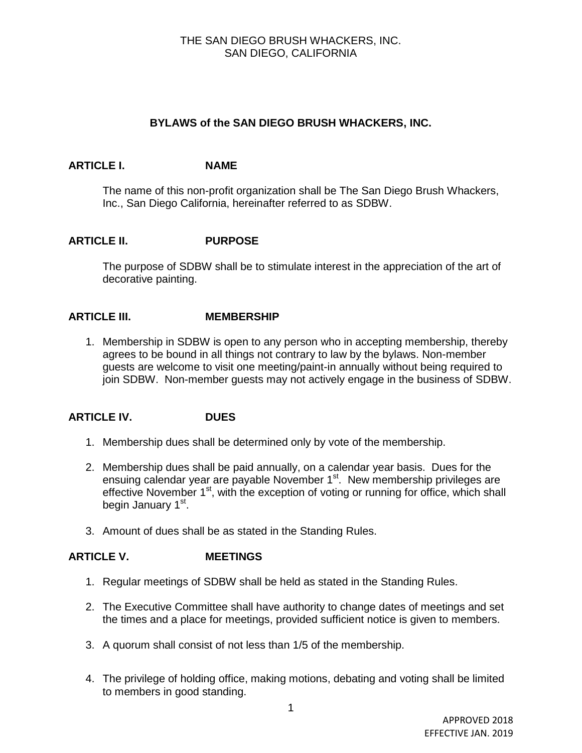THE SAN DIEGO BRUSH WHACKERS, INC.
SAN DIEGO, CALIFORNIA

# BYLAWS of the SAN DIEGO BRUSH WHACKERS, INC.

## ARTICLE I. NAME

The name of this non-profit organization shall be The San Diego Brush Whackers, Inc., San Diego California, hereinafter referred to as SDBW.

## ARTICLE II. PURPOSE

The purpose of SDBW shall be to stimulate interest in the appreciation of the art of decorative painting.

## ARTICLE III. MEMBERSHIP

1. Membership in SDBW is open to any person who in accepting membership, thereby agrees to be bound in all things not contrary to law by the bylaws. Non-member guests are welcome to visit one meeting/paint-in annually without being required to join SDBW. Non-member guests may not actively engage in the business of SDBW.

## ARTICLE IV. DUES

1. Membership dues shall be determined only by vote of the membership.
2. Membership dues shall be paid annually, on a calendar year basis. Dues for the ensuing calendar year are payable November 1st. New membership privileges are effective November 1st, with the exception of voting or running for office, which shall begin January 1st.
3. Amount of dues shall be as stated in the Standing Rules.

## ARTICLE V. MEETINGS

1. Regular meetings of SDBW shall be held as stated in the Standing Rules.
2. The Executive Committee shall have authority to change dates of meetings and set the times and a place for meetings, provided sufficient notice is given to members.
3. A quorum shall consist of not less than 1/5 of the membership.
4. The privilege of holding office, making motions, debating and voting shall be limited to members in good standing.

APPROVED 2018
EFFECTIVE JAN. 2019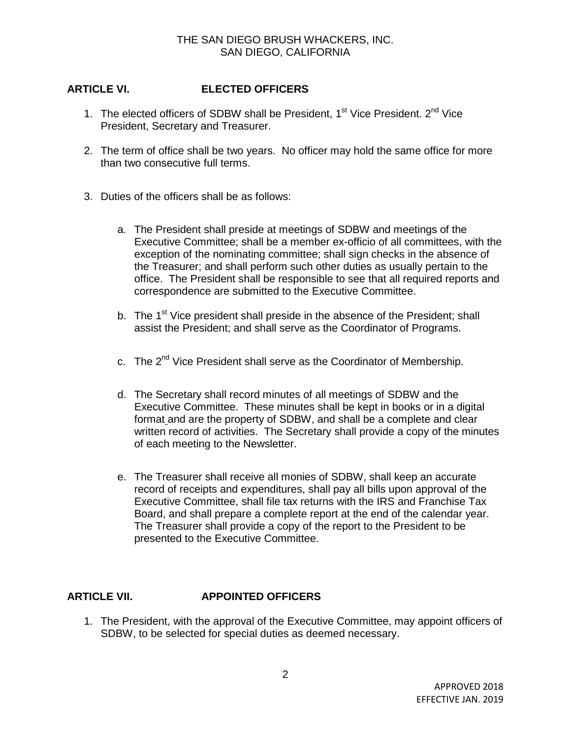## ARTICLE VI. ELECTED OFFICERS

1. The elected officers of SDBW shall be President, 1st Vice President. 2nd Vice President, Secretary and Treasurer.

2. The term of office shall be two years. No officer may hold the same office for more than two consecutive full terms.

3. Duties of the officers shall be as follows:

   a. The President shall preside at meetings of SDBW and meetings of the Executive Committee; shall be a member ex-officio of all committees, with the exception of the nominating committee; shall sign checks in the absence of the Treasurer; and shall perform such other duties as usually pertain to the office. The President shall be responsible to see that all required reports and correspondence are submitted to the Executive Committee.

   b. The 1st Vice president shall preside in the absence of the President; shall assist the President; and shall serve as the Coordinator of Programs.

   c. The 2nd Vice President shall serve as the Coordinator of Membership.

   d. The Secretary shall record minutes of all meetings of SDBW and the Executive Committee. These minutes shall be kept in books or in a digital format and are the property of SDBW, and shall be a complete and clear written record of activities. The Secretary shall provide a copy of the minutes of each meeting to the Newsletter.

   e. The Treasurer shall receive all monies of SDBW, shall keep an accurate record of receipts and expenditures, shall pay all bills upon approval of the Executive Committee, shall file tax returns with the IRS and Franchise Tax Board, and shall prepare a complete report at the end of the calendar year. The Treasurer shall provide a copy of the report to the President to be presented to the Executive Committee.

## ARTICLE VII. APPOINTED OFFICERS

1. The President, with the approval of the Executive Committee, may appoint officers of SDBW, to be selected for special duties as deemed necessary.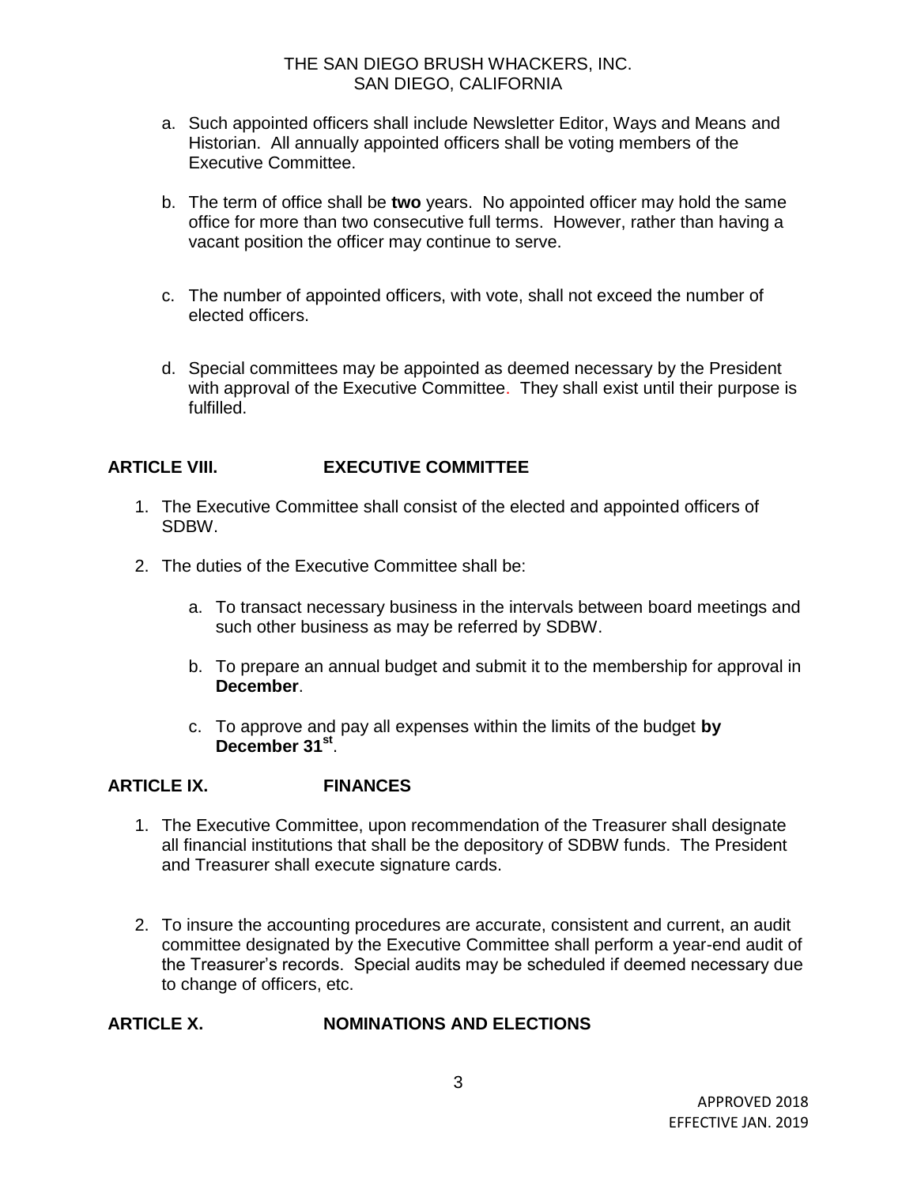a. Such appointed officers shall include Newsletter Editor, Ways and Means and Historian. All annually appointed officers shall be voting members of the Executive Committee.

b. The term of office shall be **two** years. No appointed officer may hold the same office for more than two consecutive full terms. However, rather than having a vacant position the officer may continue to serve.

c. The number of appointed officers, with vote, shall not exceed the number of elected officers.

d. Special committees may be appointed as deemed necessary by the President with approval of the Executive Committee. They shall exist until their purpose is fulfilled.

## ARTICLE VIII. EXECUTIVE COMMITTEE

1. The Executive Committee shall consist of the elected and appointed officers of SDBW.

2. The duties of the Executive Committee shall be:

   a. To transact necessary business in the intervals between board meetings and such other business as may be referred by SDBW.

   b. To prepare an annual budget and submit it to the membership for approval in **December**.

   c. To approve and pay all expenses within the limits of the budget **by December 31st**.

## ARTICLE IX. FINANCES

1. The Executive Committee, upon recommendation of the Treasurer shall designate all financial institutions that shall be the depository of SDBW funds. The President and Treasurer shall execute signature cards.

2. To insure the accounting procedures are accurate, consistent and current, an audit committee designated by the Executive Committee shall perform a year-end audit of the Treasurer's records. Special audits may be scheduled if deemed necessary due to change of officers, etc.

## ARTICLE X. NOMINATIONS AND ELECTIONS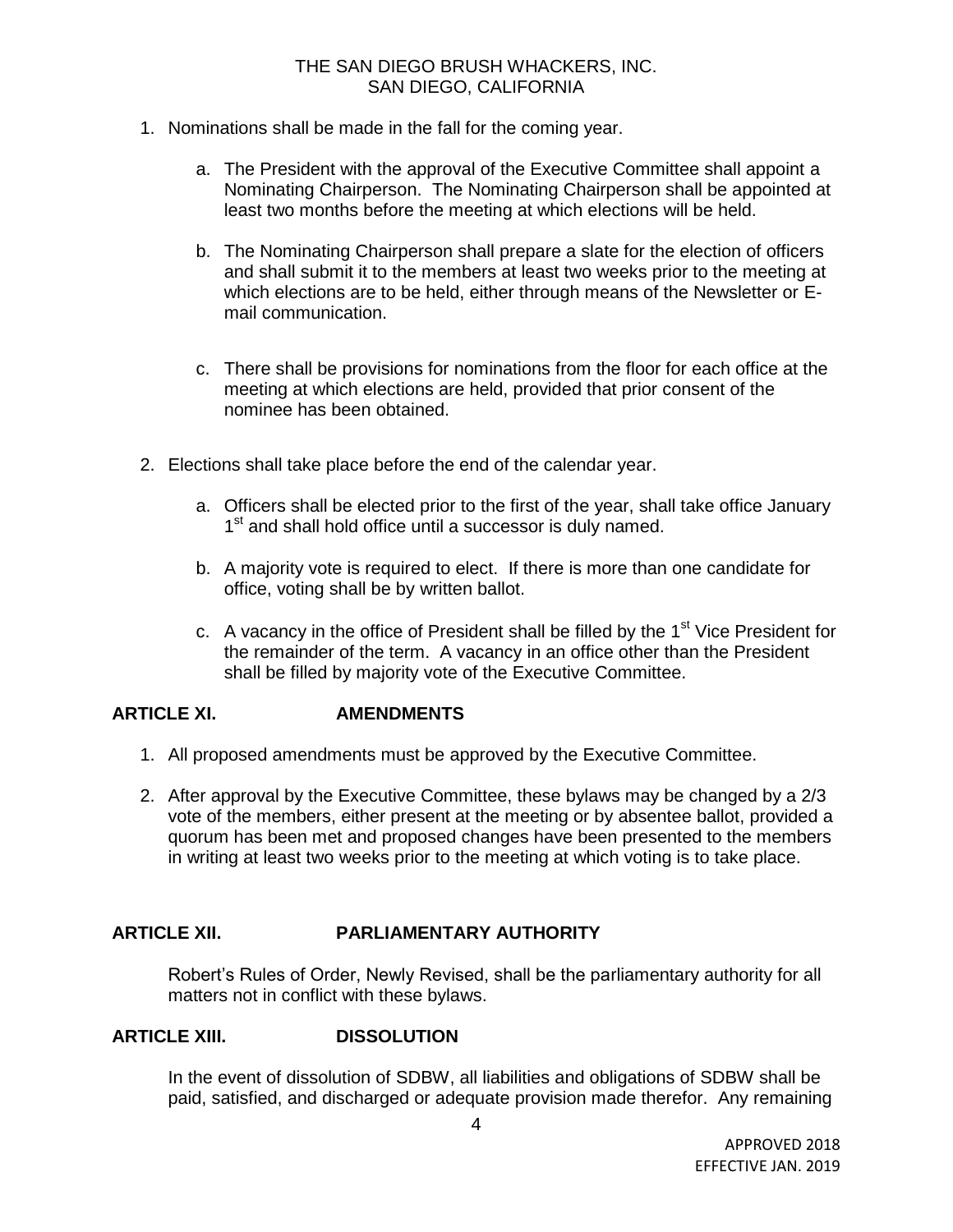1. Nominations shall be made in the fall for the coming year.

   a. The President with the approval of the Executive Committee shall appoint a Nominating Chairperson. The Nominating Chairperson shall be appointed at least two months before the meeting at which elections will be held.

   b. The Nominating Chairperson shall prepare a slate for the election of officers and shall submit it to the members at least two weeks prior to the meeting at which elections are to be held, either through means of the Newsletter or E-mail communication.

   c. There shall be provisions for nominations from the floor for each office at the meeting at which elections are held, provided that prior consent of the nominee has been obtained.

2. Elections shall take place before the end of the calendar year.

   a. Officers shall be elected prior to the first of the year, shall take office January 1st and shall hold office until a successor is duly named.

   b. A majority vote is required to elect. If there is more than one candidate for office, voting shall be by written ballot.

   c. A vacancy in the office of President shall be filled by the 1st Vice President for the remainder of the term. A vacancy in an office other than the President shall be filled by majority vote of the Executive Committee.

## ARTICLE XI. AMENDMENTS

1. All proposed amendments must be approved by the Executive Committee.

2. After approval by the Executive Committee, these bylaws may be changed by a 2/3 vote of the members, either present at the meeting or by absentee ballot, provided a quorum has been met and proposed changes have been presented to the members in writing at least two weeks prior to the meeting at which voting is to take place.

## ARTICLE XII. PARLIAMENTARY AUTHORITY

Robert's Rules of Order, Newly Revised, shall be the parliamentary authority for all matters not in conflict with these bylaws.

## ARTICLE XIII. DISSOLUTION

In the event of dissolution of SDBW, all liabilities and obligations of SDBW shall be paid, satisfied, and discharged or adequate provision made therefor. Any remaining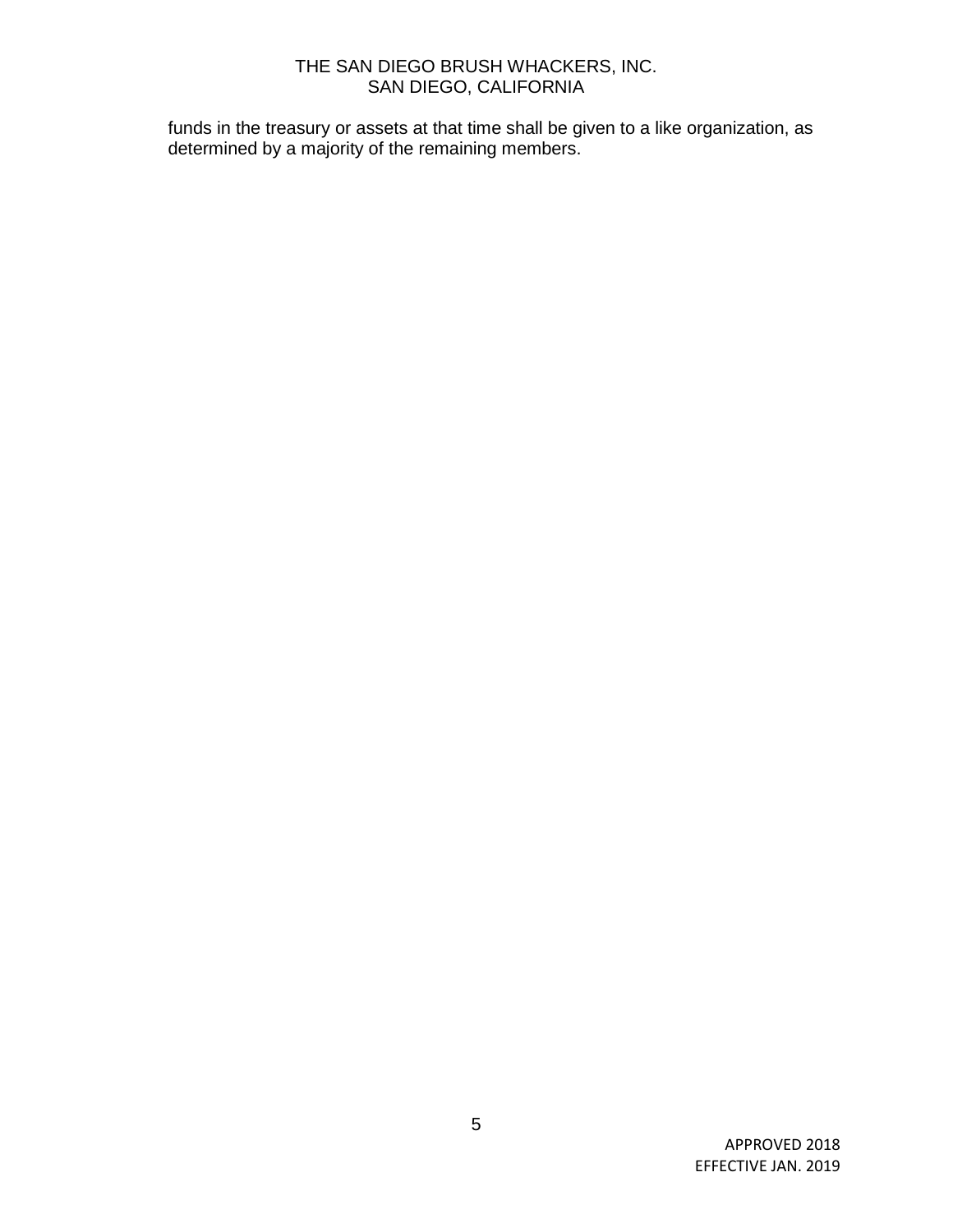funds in the treasury or assets at that time shall be given to a like organization, as determined by a majority of the remaining members.